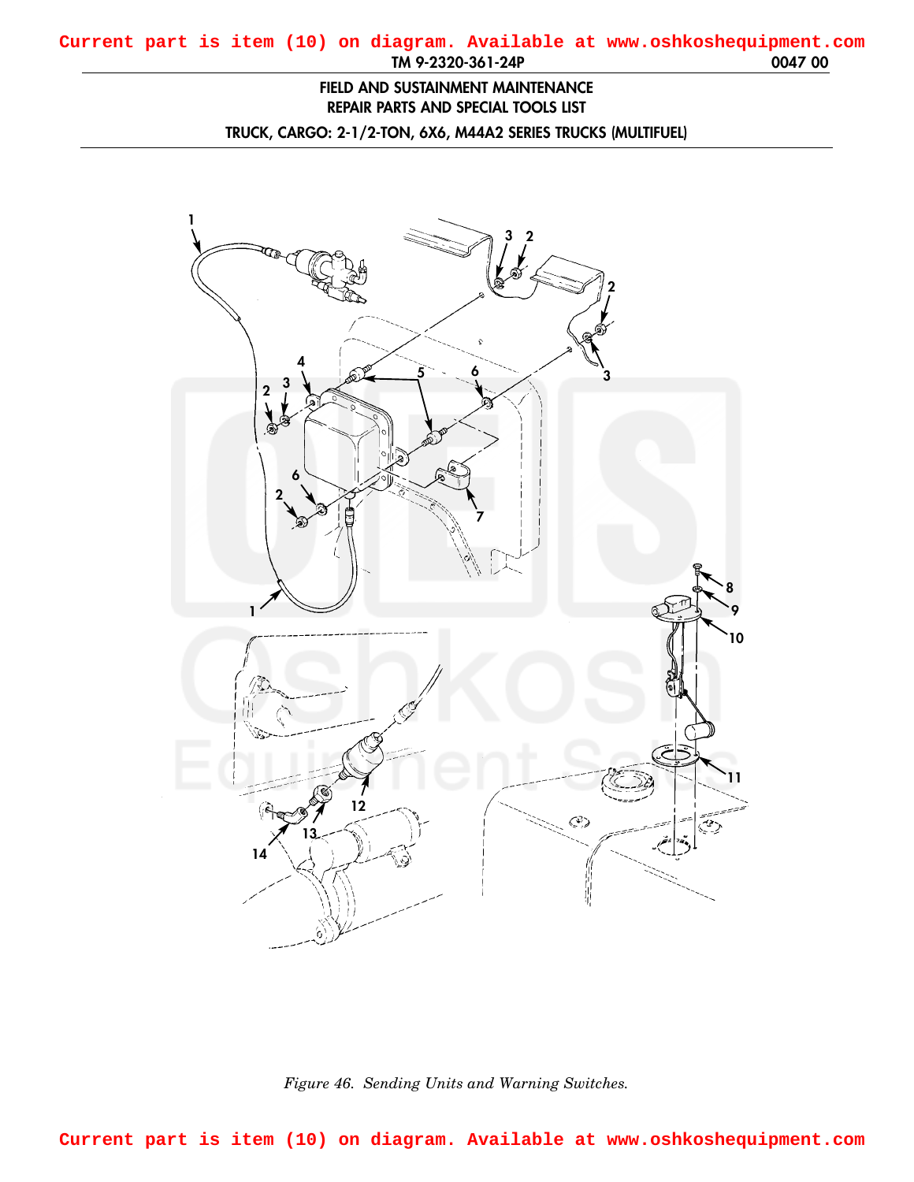Current part is item (10) on diagram. Available at www.oshkoshequipment.com

FIELD AND SUSTAINMENT MAINTENANCE
REPAIR PARTS AND SPECIAL TOOLS LIST
TRUCK, CARGO: 2-1/2-TON, 6X6, M44A2 SERIES TRUCKS (MULTIFUEL)

*Figure 46. Sending Units and Warning Switches.*

Current part is item (10) on diagram. Available at www.oshkoshequipment.com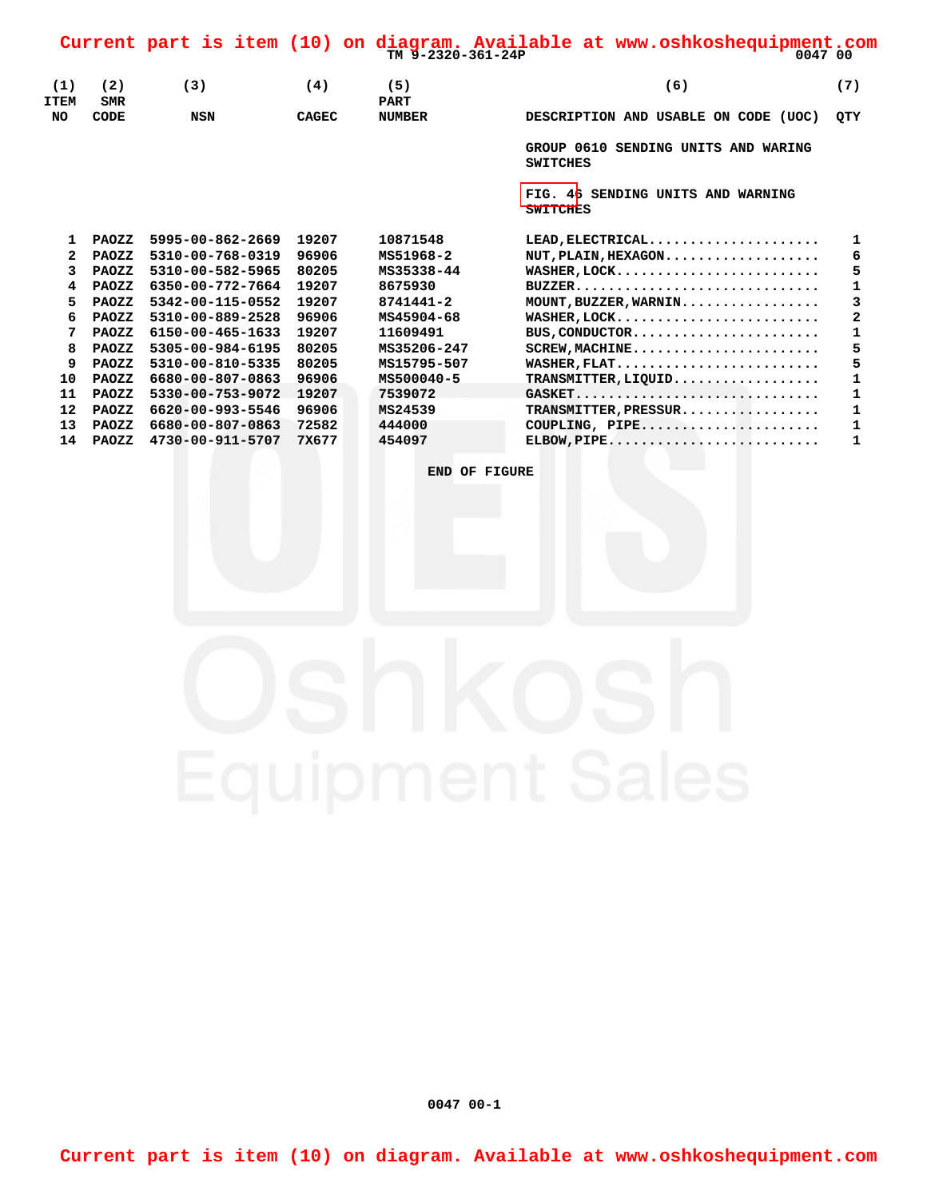Current part is item (10) on diagram. Available at www.oshkoshequipment.com

| (1) ITEM NO | (2) SMR CODE | (3) NSN | (4) CAGEC | (5) PART NUMBER | (6) DESCRIPTION AND USABLE ON CODE (UOC) | (7) QTY |
|---|---|---|---|---|---|---|
| | | | | | GROUP 0610 SENDING UNITS AND WARING SWITCHES | |
| | | | | | FIG. 46 SENDING UNITS AND WARNING SWITCHES | |
| 1 | PAOZZ | 5995-00-862-2669 | 19207 | 10871548 | LEAD,ELECTRICAL.................... | 1 |
| 2 | PAOZZ | 5310-00-768-0319 | 96906 | MS51968-2 | NUT,PLAIN,HEXAGON.................. | 6 |
| 3 | PAOZZ | 5310-00-582-5965 | 80205 | MS35338-44 | WASHER,LOCK........................ | 5 |
| 4 | PAOZZ | 6350-00-772-7664 | 19207 | 8675930 | BUZZER............................. | 1 |
| 5 | PAOZZ | 5342-00-115-0552 | 19207 | 8741441-2 | MOUNT,BUZZER,WARNIN................ | 3 |
| 6 | PAOZZ | 5310-00-889-2528 | 96906 | MS45904-68 | WASHER,LOCK........................ | 2 |
| 7 | PAOZZ | 6150-00-465-1633 | 19207 | 11609491 | BUS,CONDUCTOR...................... | 1 |
| 8 | PAOZZ | 5305-00-984-6195 | 80205 | MS35206-247 | SCREW,MACHINE...................... | 5 |
| 9 | PAOZZ | 5310-00-810-5335 | 80205 | MS15795-507 | WASHER,FLAT........................ | 5 |
| 10 | PAOZZ | 6680-00-807-0863 | 96906 | MS500040-5 | TRANSMITTER,LIQUID................. | 1 |
| 11 | PAOZZ | 5330-00-753-9072 | 19207 | 7539072 | GASKET............................. | 1 |
| 12 | PAOZZ | 6620-00-993-5546 | 96906 | MS24539 | TRANSMITTER,PRESSUR................ | 1 |
| 13 | PAOZZ | 6680-00-807-0863 | 72582 | 444000 | COUPLING, PIPE..................... | 1 |
| 14 | PAOZZ | 4730-00-911-5707 | 7X677 | 454097 | ELBOW,PIPE......................... | 1 |

END OF FIGURE

Current part is item (10) on diagram. Available at www.oshkoshequipment.com